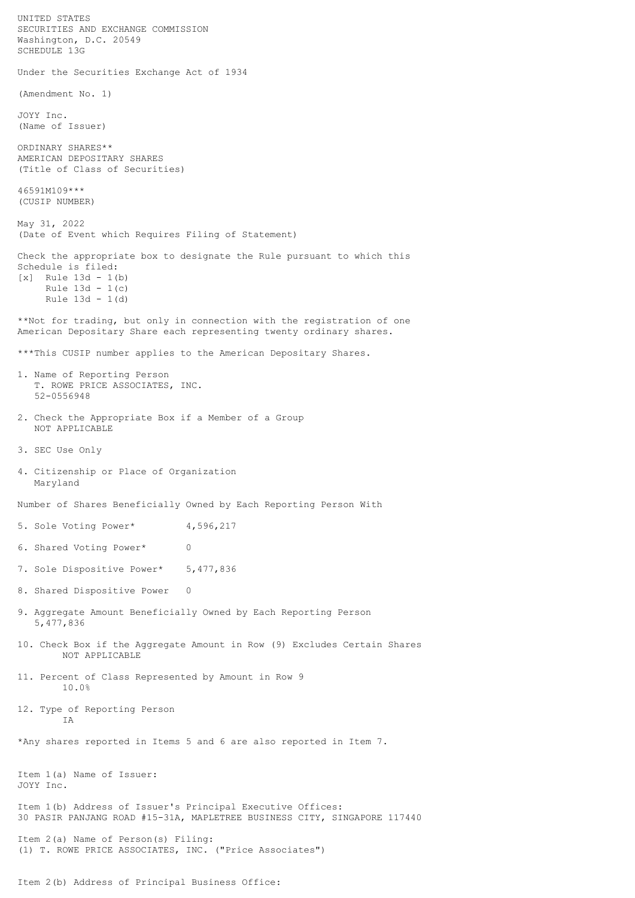UNITED STATES
SECURITIES AND EXCHANGE COMMISSION
Washington, D.C. 20549
SCHEDULE 13G

Under the Securities Exchange Act of 1934

(Amendment No. 1)

JOYY Inc.
(Name of Issuer)

ORDINARY SHARES**
AMERICAN DEPOSITARY SHARES
(Title of Class of Securities)

46591M109***
(CUSIP NUMBER)

May 31, 2022
(Date of Event which Requires Filing of Statement)

Check the appropriate box to designate the Rule pursuant to which this Schedule is filed:
[x] Rule 13d - 1(b)
Rule 13d - 1(c)
Rule 13d - 1(d)

**Not for trading, but only in connection with the registration of one American Depositary Share each representing twenty ordinary shares.

***This CUSIP number applies to the American Depositary Shares.

1. Name of Reporting Person
T. ROWE PRICE ASSOCIATES, INC.
52-0556948

2. Check the Appropriate Box if a Member of a Group
NOT APPLICABLE

3. SEC Use Only

4. Citizenship or Place of Organization
Maryland

Number of Shares Beneficially Owned by Each Reporting Person With

5. Sole Voting Power* 4,596,217

6. Shared Voting Power* 0

7. Sole Dispositive Power* 5,477,836

8. Shared Dispositive Power 0

9. Aggregate Amount Beneficially Owned by Each Reporting Person
5,477,836

10. Check Box if the Aggregate Amount in Row (9) Excludes Certain Shares
NOT APPLICABLE

11. Percent of Class Represented by Amount in Row 9
10.0%

12. Type of Reporting Person
IA

*Any shares reported in Items 5 and 6 are also reported in Item 7.

Item 1(a) Name of Issuer:
JOYY Inc.

Item 1(b) Address of Issuer's Principal Executive Offices:
30 PASIR PANJANG ROAD #15-31A, MAPLETREE BUSINESS CITY, SINGAPORE 117440

Item 2(a) Name of Person(s) Filing:
(1) T. ROWE PRICE ASSOCIATES, INC. ("Price Associates")

Item 2(b) Address of Principal Business Office: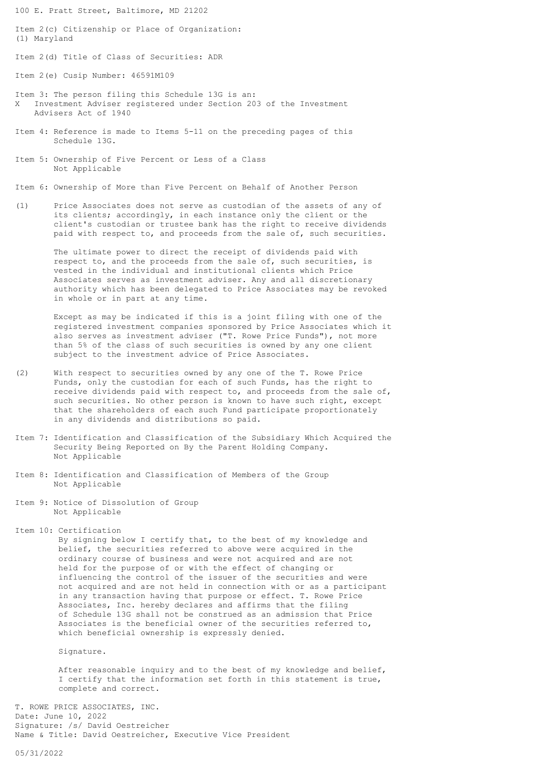100 E. Pratt Street, Baltimore, MD 21202

Item 2(c) Citizenship or Place of Organization:
(1) Maryland

Item 2(d) Title of Class of Securities: ADR

Item 2(e) Cusip Number: 46591M109

Item 3: The person filing this Schedule 13G is an:
X Investment Adviser registered under Section 203 of the Investment Advisers Act of 1940

Item 4: Reference is made to Items 5-11 on the preceding pages of this Schedule 13G.

Item 5: Ownership of Five Percent or Less of a Class
Not Applicable

Item 6: Ownership of More than Five Percent on Behalf of Another Person

(1) Price Associates does not serve as custodian of the assets of any of its clients; accordingly, in each instance only the client or the client's custodian or trustee bank has the right to receive dividends paid with respect to, and proceeds from the sale of, such securities.

The ultimate power to direct the receipt of dividends paid with respect to, and the proceeds from the sale of, such securities, is vested in the individual and institutional clients which Price Associates serves as investment adviser. Any and all discretionary authority which has been delegated to Price Associates may be revoked in whole or in part at any time.

Except as may be indicated if this is a joint filing with one of the registered investment companies sponsored by Price Associates which it also serves as investment adviser ("T. Rowe Price Funds"), not more than 5% of the class of such securities is owned by any one client subject to the investment advice of Price Associates.

(2) With respect to securities owned by any one of the T. Rowe Price Funds, only the custodian for each of such Funds, has the right to receive dividends paid with respect to, and proceeds from the sale of, such securities. No other person is known to have such right, except that the shareholders of each such Fund participate proportionately in any dividends and distributions so paid.

Item 7: Identification and Classification of the Subsidiary Which Acquired the Security Being Reported on By the Parent Holding Company.
Not Applicable

Item 8: Identification and Classification of Members of the Group
Not Applicable

Item 9: Notice of Dissolution of Group
Not Applicable

Item 10: Certification
By signing below I certify that, to the best of my knowledge and belief, the securities referred to above were acquired in the ordinary course of business and were not acquired and are not held for the purpose of or with the effect of changing or influencing the control of the issuer of the securities and were not acquired and are not held in connection with or as a participant in any transaction having that purpose or effect. T. Rowe Price Associates, Inc. hereby declares and affirms that the filing of Schedule 13G shall not be construed as an admission that Price Associates is the beneficial owner of the securities referred to, which beneficial ownership is expressly denied.

Signature.

After reasonable inquiry and to the best of my knowledge and belief, I certify that the information set forth in this statement is true, complete and correct.

T. ROWE PRICE ASSOCIATES, INC.
Date: June 10, 2022
Signature: /s/ David Oestreicher
Name & Title: David Oestreicher, Executive Vice President

05/31/2022